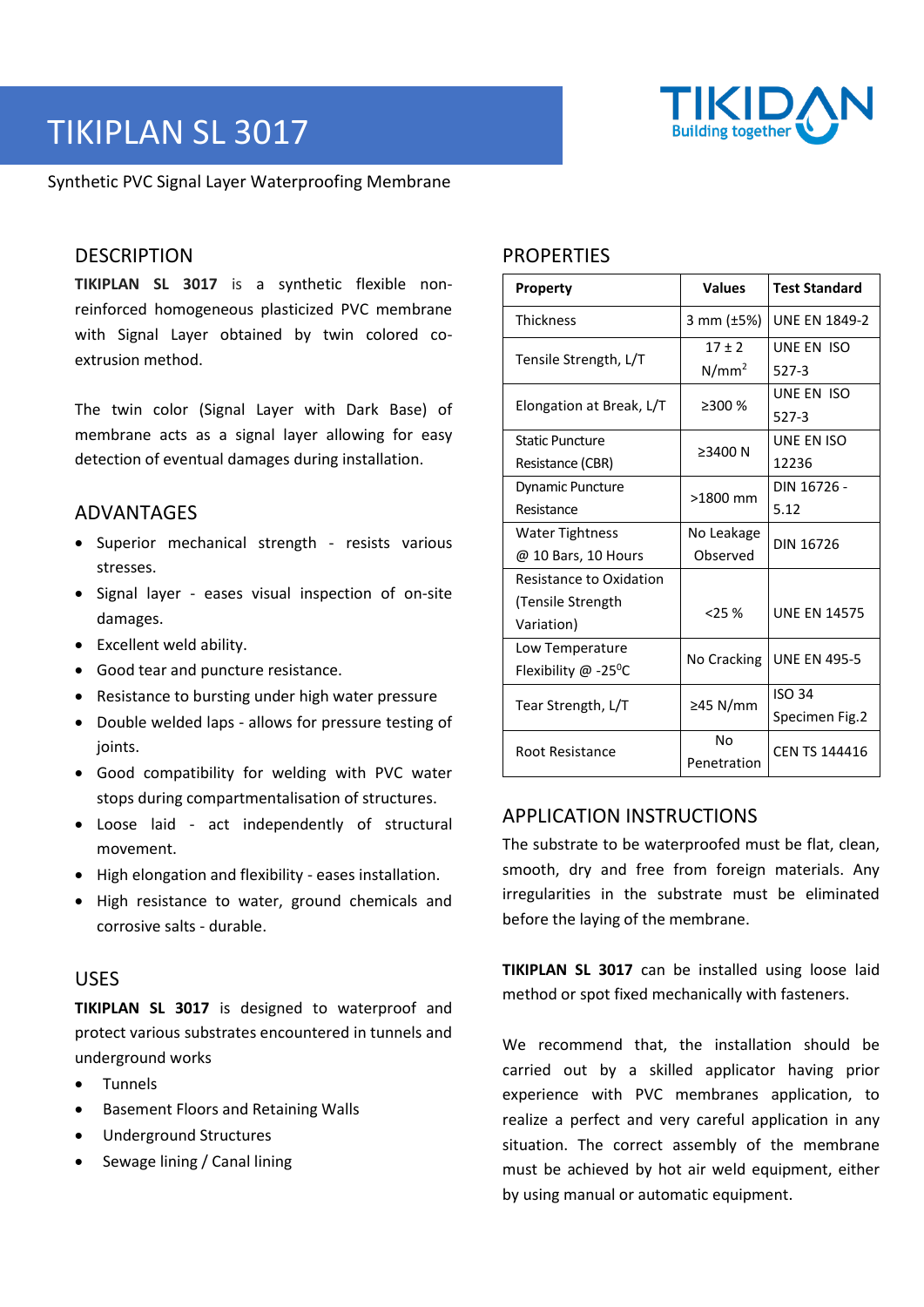# TIKIPLAN SL 3017

Synthetic PVC Signal Layer Waterproofing Membrane

## DESCRIPTION

**TIKIPLAN SL 3017** is a synthetic flexible non-reinforced homogeneous plasticized PVC membrane with Signal Layer obtained by twin colored co-extrusion method.

The twin color (Signal Layer with Dark Base) of membrane acts as a signal layer allowing for easy detection of eventual damages during installation.

## ADVANTAGES

- Superior mechanical strength - resists various stresses.
- Signal layer - eases visual inspection of on-site damages.
- Excellent weld ability.
- Good tear and puncture resistance.
- Resistance to bursting under high water pressure
- Double welded laps - allows for pressure testing of joints.
- Good compatibility for welding with PVC water stops during compartmentalisation of structures.
- Loose laid - act independently of structural movement.
- High elongation and flexibility - eases installation.
- High resistance to water, ground chemicals and corrosive salts - durable.

## USES

**TIKIPLAN SL 3017** is designed to waterproof and protect various substrates encountered in tunnels and underground works

- Tunnels
- Basement Floors and Retaining Walls
- Underground Structures
- Sewage lining / Canal lining

## PROPERTIES

| Property | Values | Test Standard |
|---|---|---|
| Thickness | 3 mm (±5%) | UNE EN 1849-2 |
| Tensile Strength, L/T | 17 ± 2 N/mm$^2$ | UNE EN ISO 527-3 |
| Elongation at Break, L/T | ≥300 % | UNE EN ISO 527-3 |
| Static Puncture Resistance (CBR) | ≥3400 N | UNE EN ISO 12236 |
| Dynamic Puncture Resistance | >1800 mm | DIN 16726 - 5.12 |
| Water Tightness @ 10 Bars, 10 Hours | No Leakage Observed | DIN 16726 |
| Resistance to Oxidation (Tensile Strength Variation) | <25 % | UNE EN 14575 |
| Low Temperature Flexibility @ -25$^0$C | No Cracking | UNE EN 495-5 |
| Tear Strength, L/T | ≥45 N/mm | ISO 34 Specimen Fig.2 |
| Root Resistance | No Penetration | CEN TS 144416 |

## APPLICATION INSTRUCTIONS

The substrate to be waterproofed must be flat, clean, smooth, dry and free from foreign materials. Any irregularities in the substrate must be eliminated before the laying of the membrane.

**TIKIPLAN SL 3017** can be installed using loose laid method or spot fixed mechanically with fasteners.

We recommend that, the installation should be carried out by a skilled applicator having prior experience with PVC membranes application, to realize a perfect and very careful application in any situation. The correct assembly of the membrane must be achieved by hot air weld equipment, either by using manual or automatic equipment.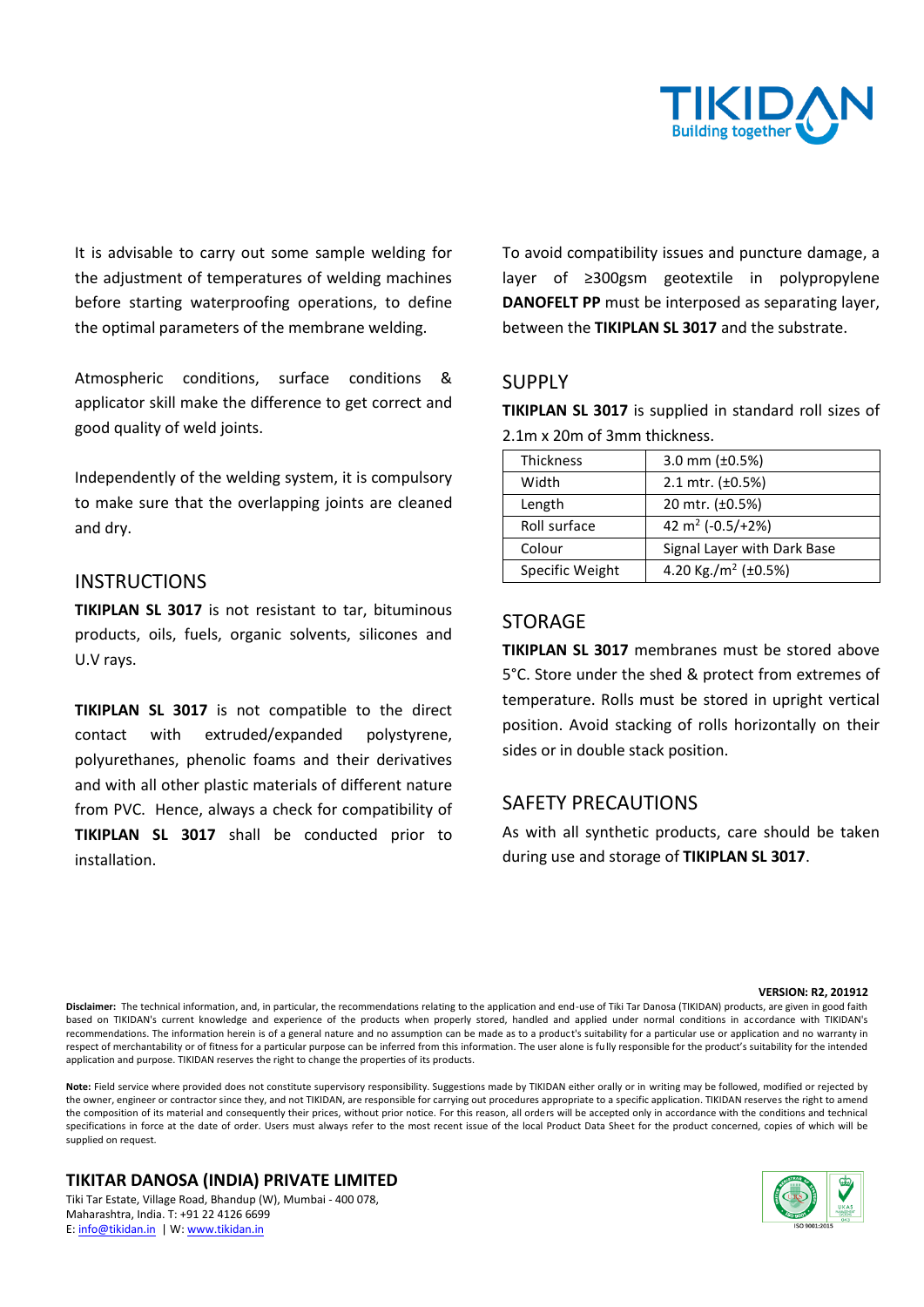It is advisable to carry out some sample welding for the adjustment of temperatures of welding machines before starting waterproofing operations, to define the optimal parameters of the membrane welding.

Atmospheric conditions, surface conditions & applicator skill make the difference to get correct and good quality of weld joints.

Independently of the welding system, it is compulsory to make sure that the overlapping joints are cleaned and dry.

## INSTRUCTIONS

**TIKIPLAN SL 3017** is not resistant to tar, bituminous products, oils, fuels, organic solvents, silicones and U.V rays.

**TIKIPLAN SL 3017** is not compatible to the direct contact with extruded/expanded polystyrene, polyurethanes, phenolic foams and their derivatives and with all other plastic materials of different nature from PVC. Hence, always a check for compatibility of **TIKIPLAN SL 3017** shall be conducted prior to installation.

To avoid compatibility issues and puncture damage, a layer of ≥300gsm geotextile in polypropylene **DANOFELT PP** must be interposed as separating layer, between the **TIKIPLAN SL 3017** and the substrate.

## SUPPLY

**TIKIPLAN SL 3017** is supplied in standard roll sizes of 2.1m x 20m of 3mm thickness.

| | |
|---|---|
| Thickness | 3.0 mm (±0.5%) |
| Width | 2.1 mtr. (±0.5%) |
| Length | 20 mtr. (±0.5%) |
| Roll surface | 42 $m^2$ (-0.5/+2%) |
| Colour | Signal Layer with Dark Base |
| Specific Weight | 4.20 Kg./$m^2$ (±0.5%) |

## STORAGE

**TIKIPLAN SL 3017** membranes must be stored above 5°C. Store under the shed & protect from extremes of temperature. Rolls must be stored in upright vertical position. Avoid stacking of rolls horizontally on their sides or in double stack position.

## SAFETY PRECAUTIONS

As with all synthetic products, care should be taken during use and storage of **TIKIPLAN SL 3017**.

**VERSION: R2, 201912**

**Disclaimer:** The technical information, and, in particular, the recommendations relating to the application and end-use of Tiki Tar Danosa (TIKIDAN) products, are given in good faith based on TIKIDAN's current knowledge and experience of the products when properly stored, handled and applied under normal conditions in accordance with TIKIDAN's recommendations. The information herein is of a general nature and no assumption can be made as to a product's suitability for a particular use or application and no warranty in respect of merchantability or of fitness for a particular purpose can be inferred from this information. The user alone is fully responsible for the product's suitability for the intended application and purpose. TIKIDAN reserves the right to change the properties of its products.

**Note:** Field service where provided does not constitute supervisory responsibility. Suggestions made by TIKIDAN either orally or in writing may be followed, modified or rejected by the owner, engineer or contractor since they, and not TIKIDAN, are responsible for carrying out procedures appropriate to a specific application. TIKIDAN reserves the right to amend the composition of its material and consequently their prices, without prior notice. For this reason, all orders will be accepted only in accordance with the conditions and technical specifications in force at the date of order. Users must always refer to the most recent issue of the local Product Data Sheet for the product concerned, copies of which will be supplied on request.

**TIKITAR DANOSA (INDIA) PRIVATE LIMITED**
Tiki Tar Estate, Village Road, Bhandup (W), Mumbai - 400 078,
Maharashtra, India. T: +91 22 4126 6699
E: info@tikidan.in | W: www.tikidan.in